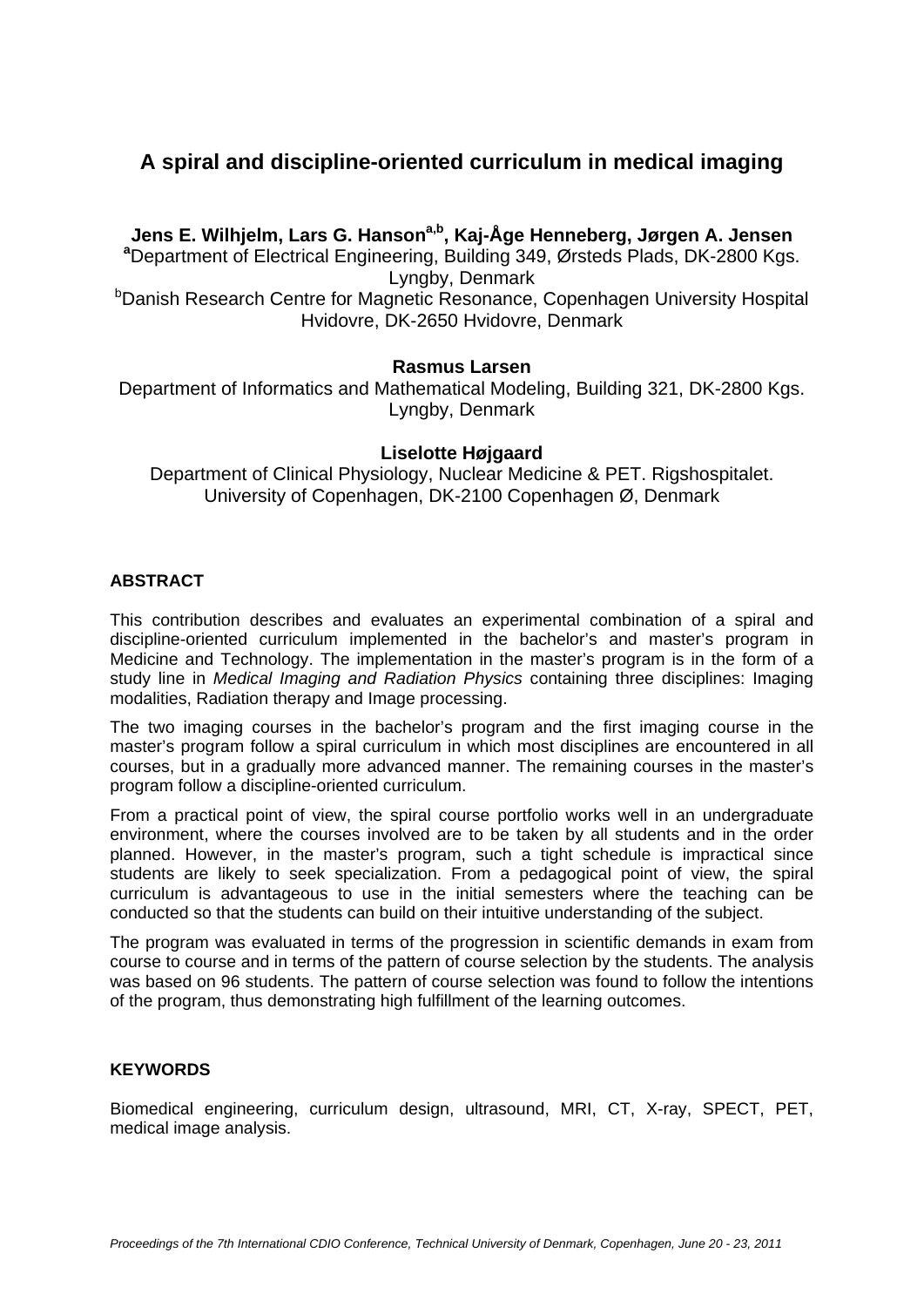# A spiral and discipline-oriented curriculum in medical imaging

**Jens E. Wilhjelm, Lars G. Hanson[a,b], Kaj-Åge Henneberg, Jørgen A. Jensen**
[a]Department of Electrical Engineering, Building 349, Ørsteds Plads, DK-2800 Kgs. Lyngby, Denmark
[b]Danish Research Centre for Magnetic Resonance, Copenhagen University Hospital Hvidovre, DK-2650 Hvidovre, Denmark

**Rasmus Larsen**
Department of Informatics and Mathematical Modeling, Building 321, DK-2800 Kgs. Lyngby, Denmark

**Liselotte Højgaard**
Department of Clinical Physiology, Nuclear Medicine & PET. Rigshospitalet. University of Copenhagen, DK-2100 Copenhagen Ø, Denmark

## ABSTRACT

This contribution describes and evaluates an experimental combination of a spiral and discipline-oriented curriculum implemented in the bachelor's and master's program in Medicine and Technology. The implementation in the master's program is in the form of a study line in *Medical Imaging and Radiation Physics* containing three disciplines: Imaging modalities, Radiation therapy and Image processing.

The two imaging courses in the bachelor's program and the first imaging course in the master's program follow a spiral curriculum in which most disciplines are encountered in all courses, but in a gradually more advanced manner. The remaining courses in the master's program follow a discipline-oriented curriculum.

From a practical point of view, the spiral course portfolio works well in an undergraduate environment, where the courses involved are to be taken by all students and in the order planned. However, in the master's program, such a tight schedule is impractical since students are likely to seek specialization. From a pedagogical point of view, the spiral curriculum is advantageous to use in the initial semesters where the teaching can be conducted so that the students can build on their intuitive understanding of the subject.

The program was evaluated in terms of the progression in scientific demands in exam from course to course and in terms of the pattern of course selection by the students. The analysis was based on 96 students. The pattern of course selection was found to follow the intentions of the program, thus demonstrating high fulfillment of the learning outcomes.

## KEYWORDS

Biomedical engineering, curriculum design, ultrasound, MRI, CT, X-ray, SPECT, PET, medical image analysis.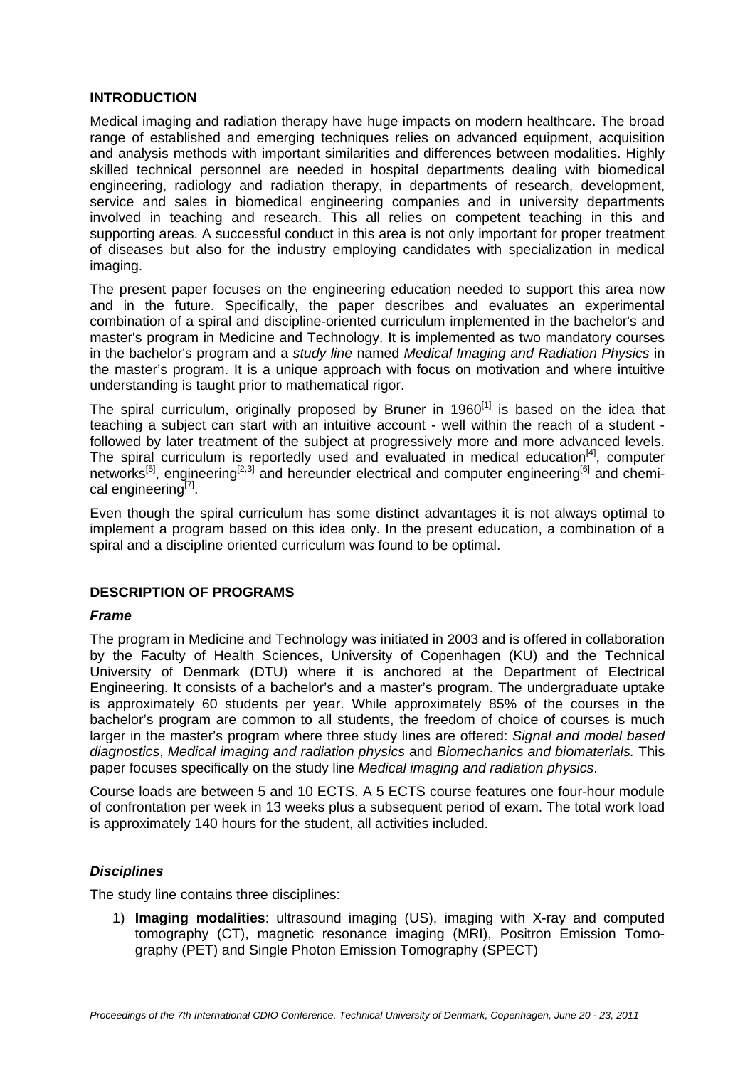## INTRODUCTION

Medical imaging and radiation therapy have huge impacts on modern healthcare. The broad range of established and emerging techniques relies on advanced equipment, acquisition and analysis methods with important similarities and differences between modalities. Highly skilled technical personnel are needed in hospital departments dealing with biomedical engineering, radiology and radiation therapy, in departments of research, development, service and sales in biomedical engineering companies and in university departments involved in teaching and research. This all relies on competent teaching in this and supporting areas. A successful conduct in this area is not only important for proper treatment of diseases but also for the industry employing candidates with specialization in medical imaging.

The present paper focuses on the engineering education needed to support this area now and in the future. Specifically, the paper describes and evaluates an experimental combination of a spiral and discipline-oriented curriculum implemented in the bachelor's and master's program in Medicine and Technology. It is implemented as two mandatory courses in the bachelor's program and a *study line* named *Medical Imaging and Radiation Physics* in the master's program. It is a unique approach with focus on motivation and where intuitive understanding is taught prior to mathematical rigor.

The spiral curriculum, originally proposed by Bruner in 1960[1] is based on the idea that teaching a subject can start with an intuitive account - well within the reach of a student - followed by later treatment of the subject at progressively more and more advanced levels. The spiral curriculum is reportedly used and evaluated in medical education[4], computer networks[5], engineering[2,3] and hereunder electrical and computer engineering[6] and chemical engineering[7].

Even though the spiral curriculum has some distinct advantages it is not always optimal to implement a program based on this idea only. In the present education, a combination of a spiral and a discipline oriented curriculum was found to be optimal.

## DESCRIPTION OF PROGRAMS

### *Frame*

The program in Medicine and Technology was initiated in 2003 and is offered in collaboration by the Faculty of Health Sciences, University of Copenhagen (KU) and the Technical University of Denmark (DTU) where it is anchored at the Department of Electrical Engineering. It consists of a bachelor's and a master's program. The undergraduate uptake is approximately 60 students per year. While approximately 85% of the courses in the bachelor's program are common to all students, the freedom of choice of courses is much larger in the master's program where three study lines are offered: *Signal and model based diagnostics*, *Medical imaging and radiation physics* and *Biomechanics and biomaterials.* This paper focuses specifically on the study line *Medical imaging and radiation physics*.

Course loads are between 5 and 10 ECTS. A 5 ECTS course features one four-hour module of confrontation per week in 13 weeks plus a subsequent period of exam. The total work load is approximately 140 hours for the student, all activities included.

### *Disciplines*

The study line contains three disciplines:

1) **Imaging modalities**: ultrasound imaging (US), imaging with X-ray and computed tomography (CT), magnetic resonance imaging (MRI), Positron Emission Tomography (PET) and Single Photon Emission Tomography (SPECT)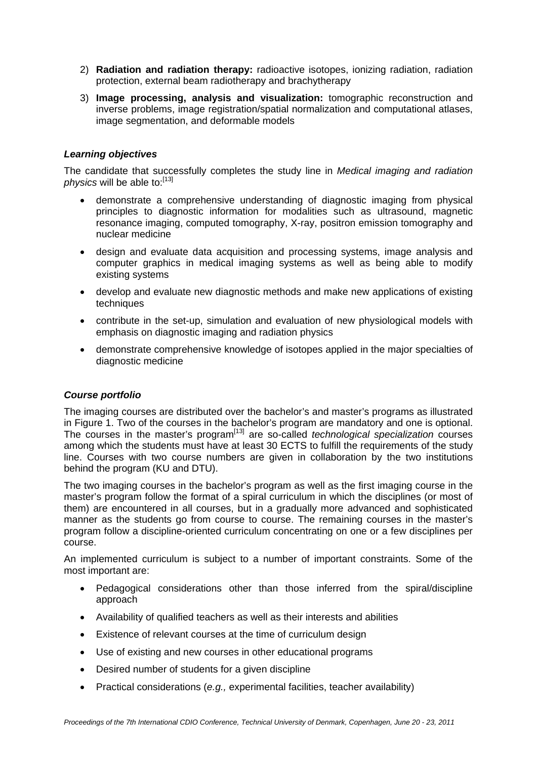2) **Radiation and radiation therapy:** radioactive isotopes, ionizing radiation, radiation protection, external beam radiotherapy and brachytherapy

3) **Image processing, analysis and visualization:** tomographic reconstruction and inverse problems, image registration/spatial normalization and computational atlases, image segmentation, and deformable models

### *Learning objectives*

The candidate that successfully completes the study line in *Medical imaging and radiation physics* will be able to:[13]

- demonstrate a comprehensive understanding of diagnostic imaging from physical principles to diagnostic information for modalities such as ultrasound, magnetic resonance imaging, computed tomography, X-ray, positron emission tomography and nuclear medicine
- design and evaluate data acquisition and processing systems, image analysis and computer graphics in medical imaging systems as well as being able to modify existing systems
- develop and evaluate new diagnostic methods and make new applications of existing techniques
- contribute in the set-up, simulation and evaluation of new physiological models with emphasis on diagnostic imaging and radiation physics
- demonstrate comprehensive knowledge of isotopes applied in the major specialties of diagnostic medicine

### *Course portfolio*

The imaging courses are distributed over the bachelor's and master's programs as illustrated in Figure 1. Two of the courses in the bachelor's program are mandatory and one is optional. The courses in the master's program[13] are so-called *technological specialization* courses among which the students must have at least 30 ECTS to fulfill the requirements of the study line. Courses with two course numbers are given in collaboration by the two institutions behind the program (KU and DTU).

The two imaging courses in the bachelor's program as well as the first imaging course in the master's program follow the format of a spiral curriculum in which the disciplines (or most of them) are encountered in all courses, but in a gradually more advanced and sophisticated manner as the students go from course to course. The remaining courses in the master's program follow a discipline-oriented curriculum concentrating on one or a few disciplines per course.

An implemented curriculum is subject to a number of important constraints. Some of the most important are:

- Pedagogical considerations other than those inferred from the spiral/discipline approach
- Availability of qualified teachers as well as their interests and abilities
- Existence of relevant courses at the time of curriculum design
- Use of existing and new courses in other educational programs
- Desired number of students for a given discipline
- Practical considerations (*e.g.,* experimental facilities, teacher availability)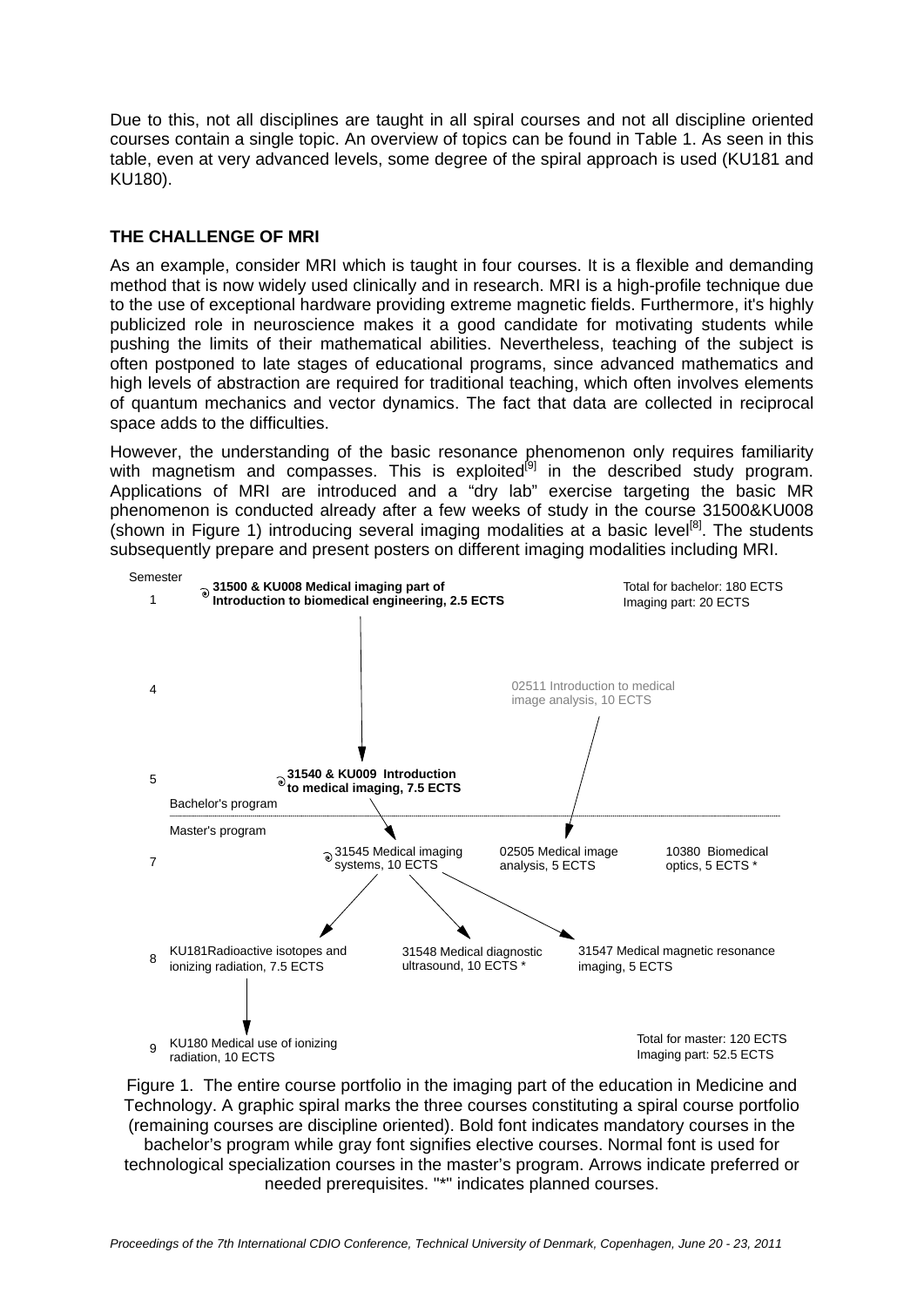Due to this, not all disciplines are taught in all spiral courses and not all discipline oriented courses contain a single topic. An overview of topics can be found in Table 1. As seen in this table, even at very advanced levels, some degree of the spiral approach is used (KU181 and KU180).

## THE CHALLENGE OF MRI

As an example, consider MRI which is taught in four courses. It is a flexible and demanding method that is now widely used clinically and in research. MRI is a high-profile technique due to the use of exceptional hardware providing extreme magnetic fields. Furthermore, it's highly publicized role in neuroscience makes it a good candidate for motivating students while pushing the limits of their mathematical abilities. Nevertheless, teaching of the subject is often postponed to late stages of educational programs, since advanced mathematics and high levels of abstraction are required for traditional teaching, which often involves elements of quantum mechanics and vector dynamics. The fact that data are collected in reciprocal space adds to the difficulties.

However, the understanding of the basic resonance phenomenon only requires familiarity with magnetism and compasses. This is exploited[9] in the described study program. Applications of MRI are introduced and a "dry lab" exercise targeting the basic MR phenomenon is conducted already after a few weeks of study in the course 31500&KU008 (shown in Figure 1) introducing several imaging modalities at a basic level[8]. The students subsequently prepare and present posters on different imaging modalities including MRI.

Semester

1 — **31500 & KU008 Medical imaging part of Introduction to biomedical engineering, 2.5 ECTS** — Total for bachelor: 180 ECTS; Imaging part: 20 ECTS

4 — 02511 Introduction to medical image analysis, 10 ECTS

5 — **31540 & KU009 Introduction to medical imaging, 7.5 ECTS**

Bachelor's program

Master's program

7 — 31545 Medical imaging systems, 10 ECTS — 02505 Medical image analysis, 5 ECTS — 10380 Biomedical optics, 5 ECTS *

8 — KU181Radioactive isotopes and ionizing radiation, 7.5 ECTS — 31548 Medical diagnostic ultrasound, 10 ECTS * — 31547 Medical magnetic resonance imaging, 5 ECTS

9 — KU180 Medical use of ionizing radiation, 10 ECTS — Total for master: 120 ECTS; Imaging part: 52.5 ECTS

Figure 1. The entire course portfolio in the imaging part of the education in Medicine and Technology. A graphic spiral marks the three courses constituting a spiral course portfolio (remaining courses are discipline oriented). Bold font indicates mandatory courses in the bachelor's program while gray font signifies elective courses. Normal font is used for technological specialization courses in the master's program. Arrows indicate preferred or needed prerequisites. "*" indicates planned courses.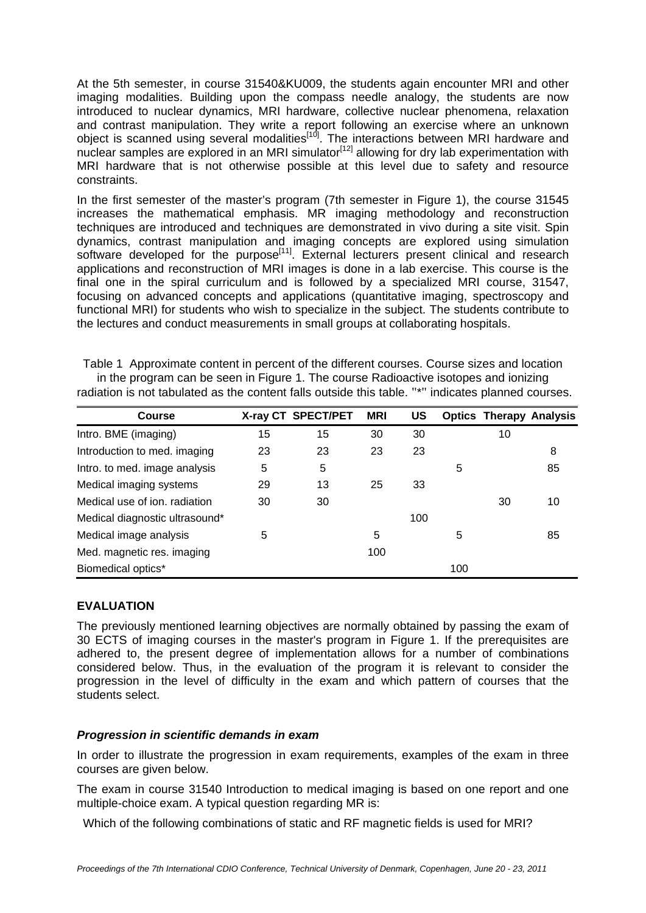At the 5th semester, in course 31540&KU009, the students again encounter MRI and other imaging modalities. Building upon the compass needle analogy, the students are now introduced to nuclear dynamics, MRI hardware, collective nuclear phenomena, relaxation and contrast manipulation. They write a report following an exercise where an unknown object is scanned using several modalities[10]. The interactions between MRI hardware and nuclear samples are explored in an MRI simulator[12] allowing for dry lab experimentation with MRI hardware that is not otherwise possible at this level due to safety and resource constraints.

In the first semester of the master's program (7th semester in Figure 1), the course 31545 increases the mathematical emphasis. MR imaging methodology and reconstruction techniques are introduced and techniques are demonstrated in vivo during a site visit. Spin dynamics, contrast manipulation and imaging concepts are explored using simulation software developed for the purpose[11]. External lecturers present clinical and research applications and reconstruction of MRI images is done in a lab exercise. This course is the final one in the spiral curriculum and is followed by a specialized MRI course, 31547, focusing on advanced concepts and applications (quantitative imaging, spectroscopy and functional MRI) for students who wish to specialize in the subject. The students contribute to the lectures and conduct measurements in small groups at collaborating hospitals.

Table 1 Approximate content in percent of the different courses. Course sizes and location in the program can be seen in Figure 1. The course Radioactive isotopes and ionizing radiation is not tabulated as the content falls outside this table. "*" indicates planned courses.

| Course | X-ray CT | SPECT/PET | MRI | US | Optics | Therapy | Analysis |
|---|---|---|---|---|---|---|---|
| Intro. BME (imaging) | 15 | 15 | 30 | 30 | | 10 | |
| Introduction to med. imaging | 23 | 23 | 23 | 23 | | | 8 |
| Intro. to med. image analysis | 5 | 5 | | | 5 | | 85 |
| Medical imaging systems | 29 | 13 | 25 | 33 | | | |
| Medical use of ion. radiation | 30 | 30 | | | | 30 | 10 |
| Medical diagnostic ultrasound* | | | | 100 | | | |
| Medical image analysis | 5 | | 5 | | 5 | | 85 |
| Med. magnetic res. imaging | | | 100 | | | | |
| Biomedical optics* | | | | | 100 | | |

## EVALUATION

The previously mentioned learning objectives are normally obtained by passing the exam of 30 ECTS of imaging courses in the master's program in Figure 1. If the prerequisites are adhered to, the present degree of implementation allows for a number of combinations considered below. Thus, in the evaluation of the program it is relevant to consider the progression in the level of difficulty in the exam and which pattern of courses that the students select.

### *Progression in scientific demands in exam*

In order to illustrate the progression in exam requirements, examples of the exam in three courses are given below.

The exam in course 31540 Introduction to medical imaging is based on one report and one multiple-choice exam. A typical question regarding MR is:

Which of the following combinations of static and RF magnetic fields is used for MRI?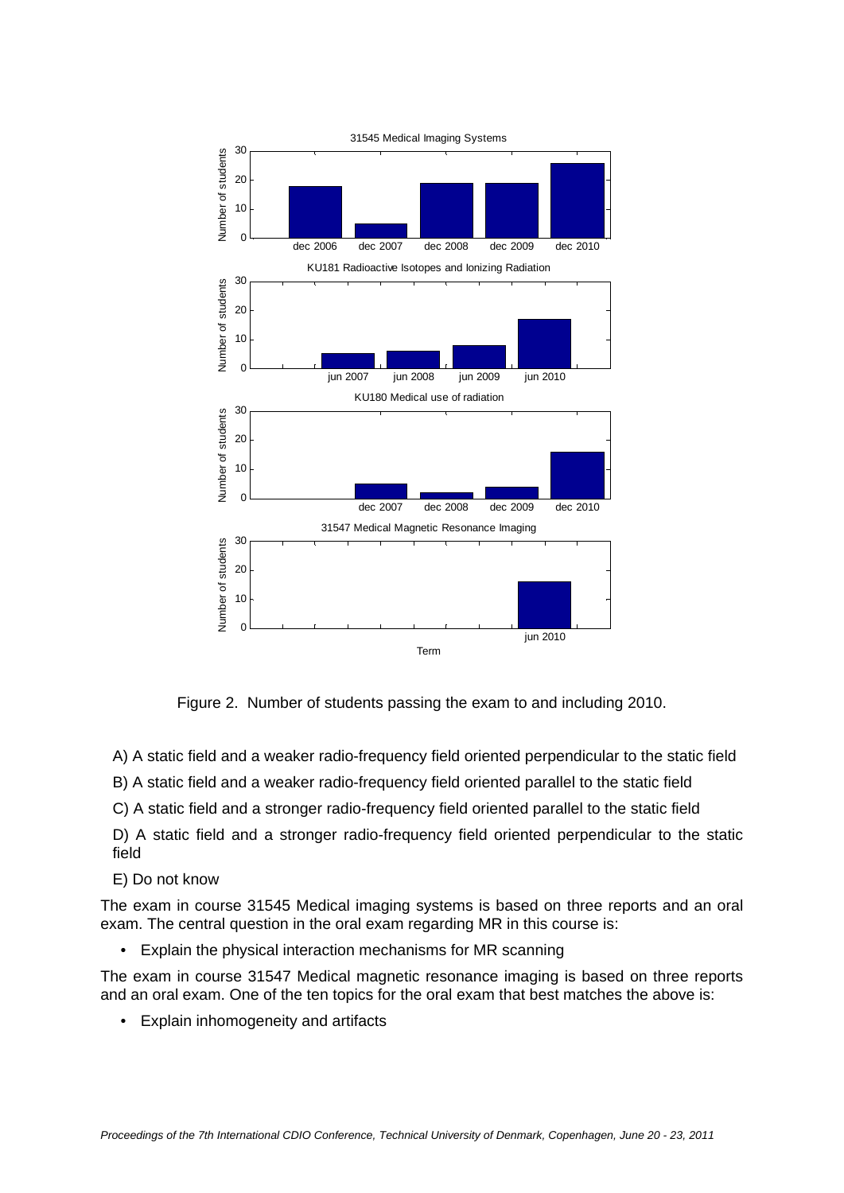Figure 2. Number of students passing the exam to and including 2010.

A) A static field and a weaker radio-frequency field oriented perpendicular to the static field

B) A static field and a weaker radio-frequency field oriented parallel to the static field

C) A static field and a stronger radio-frequency field oriented parallel to the static field

D) A static field and a stronger radio-frequency field oriented perpendicular to the static field

E) Do not know

The exam in course 31545 Medical imaging systems is based on three reports and an oral exam. The central question in the oral exam regarding MR in this course is:

- Explain the physical interaction mechanisms for MR scanning

The exam in course 31547 Medical magnetic resonance imaging is based on three reports and an oral exam. One of the ten topics for the oral exam that best matches the above is:

- Explain inhomogeneity and artifacts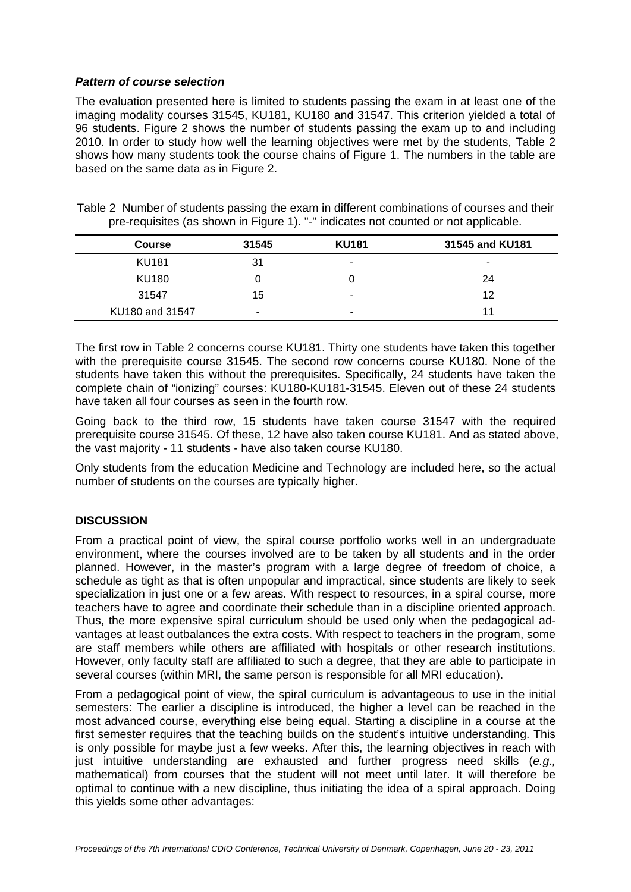### *Pattern of course selection*

The evaluation presented here is limited to students passing the exam in at least one of the imaging modality courses 31545, KU181, KU180 and 31547. This criterion yielded a total of 96 students. Figure 2 shows the number of students passing the exam up to and including 2010. In order to study how well the learning objectives were met by the students, Table 2 shows how many students took the course chains of Figure 1. The numbers in the table are based on the same data as in Figure 2.

Table 2 Number of students passing the exam in different combinations of courses and their pre-requisites (as shown in Figure 1). "-" indicates not counted or not applicable.

| Course | 31545 | KU181 | 31545 and KU181 |
|---|---|---|---|
| KU181 | 31 | - | - |
| KU180 | 0 | 0 | 24 |
| 31547 | 15 | - | 12 |
| KU180 and 31547 | - | - | 11 |

The first row in Table 2 concerns course KU181. Thirty one students have taken this together with the prerequisite course 31545. The second row concerns course KU180. None of the students have taken this without the prerequisites. Specifically, 24 students have taken the complete chain of "ionizing" courses: KU180-KU181-31545. Eleven out of these 24 students have taken all four courses as seen in the fourth row.

Going back to the third row, 15 students have taken course 31547 with the required prerequisite course 31545. Of these, 12 have also taken course KU181. And as stated above, the vast majority - 11 students - have also taken course KU180.

Only students from the education Medicine and Technology are included here, so the actual number of students on the courses are typically higher.

## DISCUSSION

From a practical point of view, the spiral course portfolio works well in an undergraduate environment, where the courses involved are to be taken by all students and in the order planned. However, in the master's program with a large degree of freedom of choice, a schedule as tight as that is often unpopular and impractical, since students are likely to seek specialization in just one or a few areas. With respect to resources, in a spiral course, more teachers have to agree and coordinate their schedule than in a discipline oriented approach. Thus, the more expensive spiral curriculum should be used only when the pedagogical advantages at least outbalances the extra costs. With respect to teachers in the program, some are staff members while others are affiliated with hospitals or other research institutions. However, only faculty staff are affiliated to such a degree, that they are able to participate in several courses (within MRI, the same person is responsible for all MRI education).

From a pedagogical point of view, the spiral curriculum is advantageous to use in the initial semesters: The earlier a discipline is introduced, the higher a level can be reached in the most advanced course, everything else being equal. Starting a discipline in a course at the first semester requires that the teaching builds on the student's intuitive understanding. This is only possible for maybe just a few weeks. After this, the learning objectives in reach with just intuitive understanding are exhausted and further progress need skills (*e.g.,* mathematical) from courses that the student will not meet until later. It will therefore be optimal to continue with a new discipline, thus initiating the idea of a spiral approach. Doing this yields some other advantages: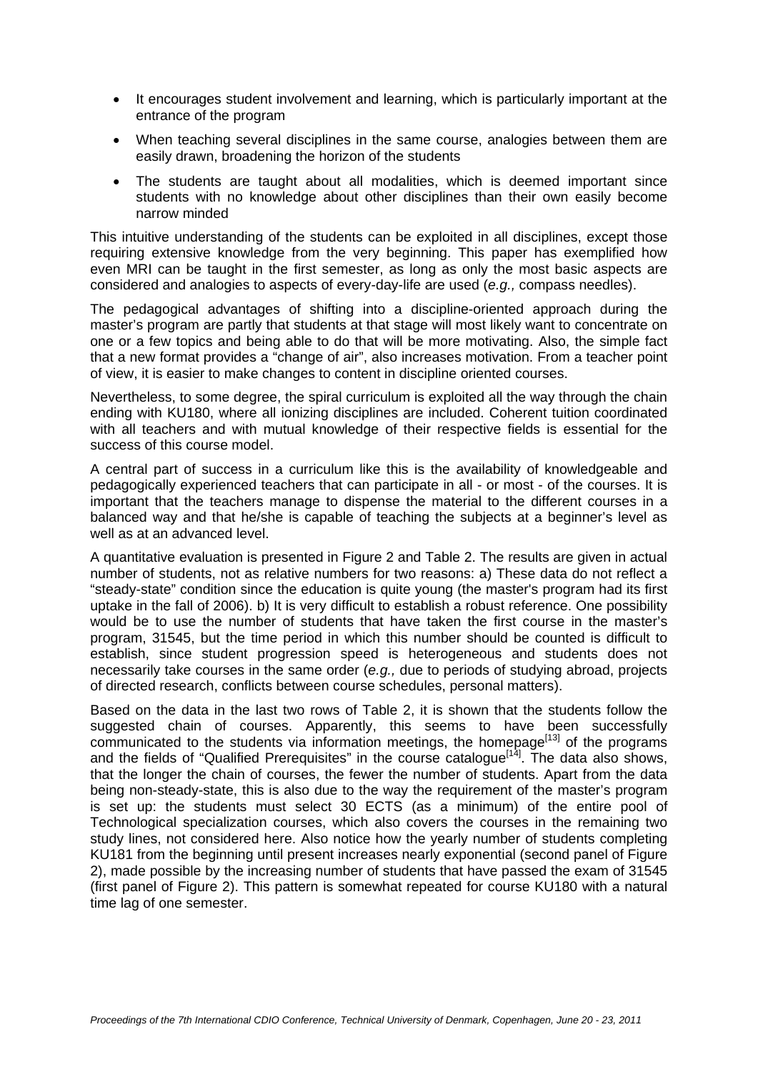- It encourages student involvement and learning, which is particularly important at the entrance of the program
- When teaching several disciplines in the same course, analogies between them are easily drawn, broadening the horizon of the students
- The students are taught about all modalities, which is deemed important since students with no knowledge about other disciplines than their own easily become narrow minded

This intuitive understanding of the students can be exploited in all disciplines, except those requiring extensive knowledge from the very beginning. This paper has exemplified how even MRI can be taught in the first semester, as long as only the most basic aspects are considered and analogies to aspects of every-day-life are used (*e.g.,* compass needles).

The pedagogical advantages of shifting into a discipline-oriented approach during the master's program are partly that students at that stage will most likely want to concentrate on one or a few topics and being able to do that will be more motivating. Also, the simple fact that a new format provides a "change of air", also increases motivation. From a teacher point of view, it is easier to make changes to content in discipline oriented courses.

Nevertheless, to some degree, the spiral curriculum is exploited all the way through the chain ending with KU180, where all ionizing disciplines are included. Coherent tuition coordinated with all teachers and with mutual knowledge of their respective fields is essential for the success of this course model.

A central part of success in a curriculum like this is the availability of knowledgeable and pedagogically experienced teachers that can participate in all - or most - of the courses. It is important that the teachers manage to dispense the material to the different courses in a balanced way and that he/she is capable of teaching the subjects at a beginner's level as well as at an advanced level.

A quantitative evaluation is presented in Figure 2 and Table 2. The results are given in actual number of students, not as relative numbers for two reasons: a) These data do not reflect a "steady-state" condition since the education is quite young (the master's program had its first uptake in the fall of 2006). b) It is very difficult to establish a robust reference. One possibility would be to use the number of students that have taken the first course in the master's program, 31545, but the time period in which this number should be counted is difficult to establish, since student progression speed is heterogeneous and students does not necessarily take courses in the same order (*e.g.,* due to periods of studying abroad, projects of directed research, conflicts between course schedules, personal matters).

Based on the data in the last two rows of Table 2, it is shown that the students follow the suggested chain of courses. Apparently, this seems to have been successfully communicated to the students via information meetings, the homepage[13] of the programs and the fields of "Qualified Prerequisites" in the course catalogue[14]. The data also shows, that the longer the chain of courses, the fewer the number of students. Apart from the data being non-steady-state, this is also due to the way the requirement of the master's program is set up: the students must select 30 ECTS (as a minimum) of the entire pool of Technological specialization courses, which also covers the courses in the remaining two study lines, not considered here. Also notice how the yearly number of students completing KU181 from the beginning until present increases nearly exponential (second panel of Figure 2), made possible by the increasing number of students that have passed the exam of 31545 (first panel of Figure 2). This pattern is somewhat repeated for course KU180 with a natural time lag of one semester.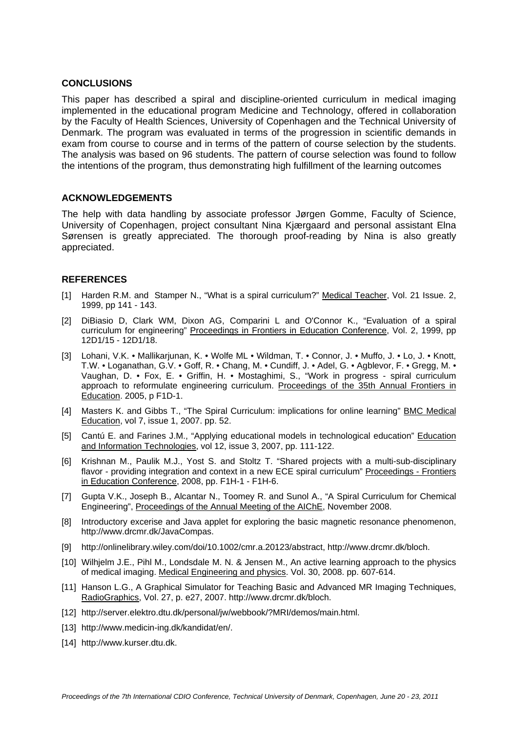## CONCLUSIONS

This paper has described a spiral and discipline-oriented curriculum in medical imaging implemented in the educational program Medicine and Technology, offered in collaboration by the Faculty of Health Sciences, University of Copenhagen and the Technical University of Denmark. The program was evaluated in terms of the progression in scientific demands in exam from course to course and in terms of the pattern of course selection by the students. The analysis was based on 96 students. The pattern of course selection was found to follow the intentions of the program, thus demonstrating high fulfillment of the learning outcomes

## ACKNOWLEDGEMENTS

The help with data handling by associate professor Jørgen Gomme, Faculty of Science, University of Copenhagen, project consultant Nina Kjærgaard and personal assistant Elna Sørensen is greatly appreciated. The thorough proof-reading by Nina is also greatly appreciated.

## REFERENCES

[1] Harden R.M. and Stamper N., "What is a spiral curriculum?" Medical Teacher, Vol. 21 Issue. 2, 1999, pp 141 - 143.

[2] DiBiasio D, Clark WM, Dixon AG, Comparini L and O'Connor K., "Evaluation of a spiral curriculum for engineering" Proceedings in Frontiers in Education Conference, Vol. 2, 1999, pp 12D1/15 - 12D1/18.

[3] Lohani, V.K. • Mallikarjunan, K. • Wolfe ML • Wildman, T. • Connor, J. • Muffo, J. • Lo, J. • Knott, T.W. • Loganathan, G.V. • Goff, R. • Chang, M. • Cundiff, J. • Adel, G. • Agblevor, F. • Gregg, M. • Vaughan, D. • Fox, E. • Griffin, H. • Mostaghimi, S., "Work in progress - spiral curriculum approach to reformulate engineering curriculum. Proceedings of the 35th Annual Frontiers in Education. 2005, p F1D-1.

[4] Masters K. and Gibbs T., "The Spiral Curriculum: implications for online learning" BMC Medical Education, vol 7, issue 1, 2007. pp. 52.

[5] Cantú E. and Farines J.M., "Applying educational models in technological education" Education and Information Technologies, vol 12, issue 3, 2007, pp. 111-122.

[6] Krishnan M., Paulik M.J., Yost S. and Stoltz T. "Shared projects with a multi-sub-disciplinary flavor - providing integration and context in a new ECE spiral curriculum" Proceedings - Frontiers in Education Conference, 2008, pp. F1H-1 - F1H-6.

[7] Gupta V.K., Joseph B., Alcantar N., Toomey R. and Sunol A., "A Spiral Curriculum for Chemical Engineering", Proceedings of the Annual Meeting of the AIChE, November 2008.

[8] Introductory excerise and Java applet for exploring the basic magnetic resonance phenomenon, http://www.drcmr.dk/JavaCompas.

[9] http://onlinelibrary.wiley.com/doi/10.1002/cmr.a.20123/abstract, http://www.drcmr.dk/bloch.

[10] Wilhjelm J.E., Pihl M., Londsdale M. N. & Jensen M., An active learning approach to the physics of medical imaging. Medical Engineering and physics. Vol. 30, 2008. pp. 607-614.

[11] Hanson L.G., A Graphical Simulator for Teaching Basic and Advanced MR Imaging Techniques, RadioGraphics, Vol. 27, p. e27, 2007. http://www.drcmr.dk/bloch.

[12] http://server.elektro.dtu.dk/personal/jw/webbook/?MRI/demos/main.html.

[13] http://www.medicin-ing.dk/kandidat/en/.

[14] http://www.kurser.dtu.dk.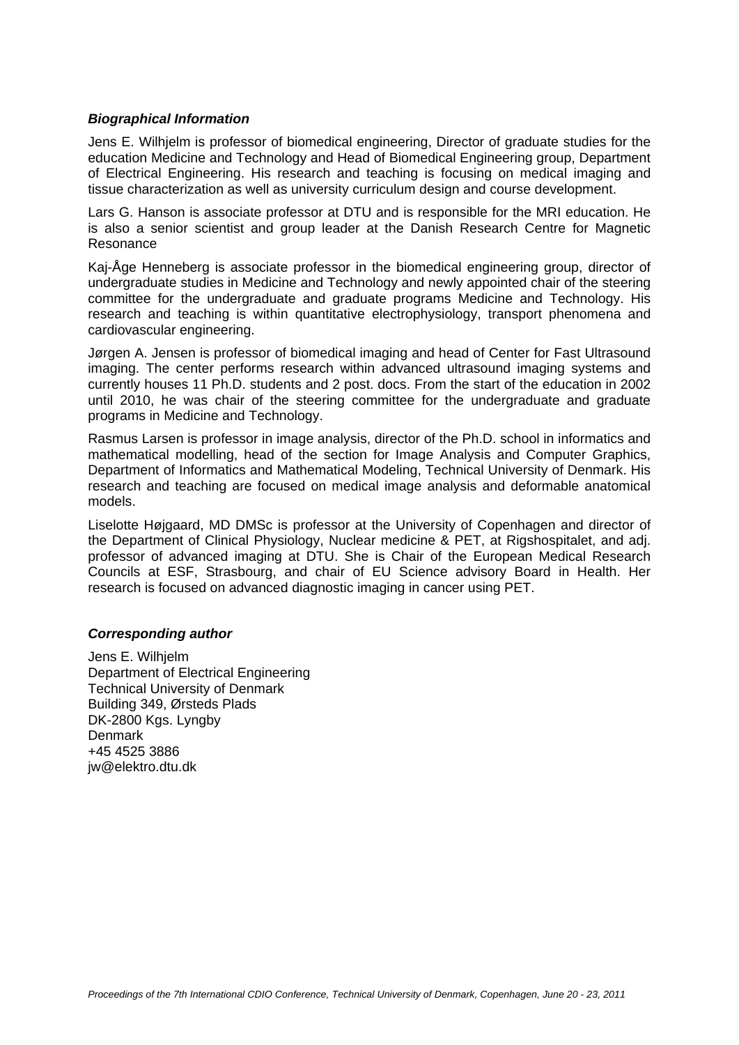***Biographical Information***

Jens E. Wilhjelm is professor of biomedical engineering, Director of graduate studies for the education Medicine and Technology and Head of Biomedical Engineering group, Department of Electrical Engineering. His research and teaching is focusing on medical imaging and tissue characterization as well as university curriculum design and course development.

Lars G. Hanson is associate professor at DTU and is responsible for the MRI education. He is also a senior scientist and group leader at the Danish Research Centre for Magnetic Resonance

Kaj-Åge Henneberg is associate professor in the biomedical engineering group, director of undergraduate studies in Medicine and Technology and newly appointed chair of the steering committee for the undergraduate and graduate programs Medicine and Technology. His research and teaching is within quantitative electrophysiology, transport phenomena and cardiovascular engineering.

Jørgen A. Jensen is professor of biomedical imaging and head of Center for Fast Ultrasound imaging. The center performs research within advanced ultrasound imaging systems and currently houses 11 Ph.D. students and 2 post. docs. From the start of the education in 2002 until 2010, he was chair of the steering committee for the undergraduate and graduate programs in Medicine and Technology.

Rasmus Larsen is professor in image analysis, director of the Ph.D. school in informatics and mathematical modelling, head of the section for Image Analysis and Computer Graphics, Department of Informatics and Mathematical Modeling, Technical University of Denmark. His research and teaching are focused on medical image analysis and deformable anatomical models.

Liselotte Højgaard, MD DMSc is professor at the University of Copenhagen and director of the Department of Clinical Physiology, Nuclear medicine & PET, at Rigshospitalet, and adj. professor of advanced imaging at DTU. She is Chair of the European Medical Research Councils at ESF, Strasbourg, and chair of EU Science advisory Board in Health. Her research is focused on advanced diagnostic imaging in cancer using PET.

***Corresponding author***

Jens E. Wilhjelm
Department of Electrical Engineering
Technical University of Denmark
Building 349, Ørsteds Plads
DK-2800 Kgs. Lyngby
Denmark
+45 4525 3886
jw@elektro.dtu.dk